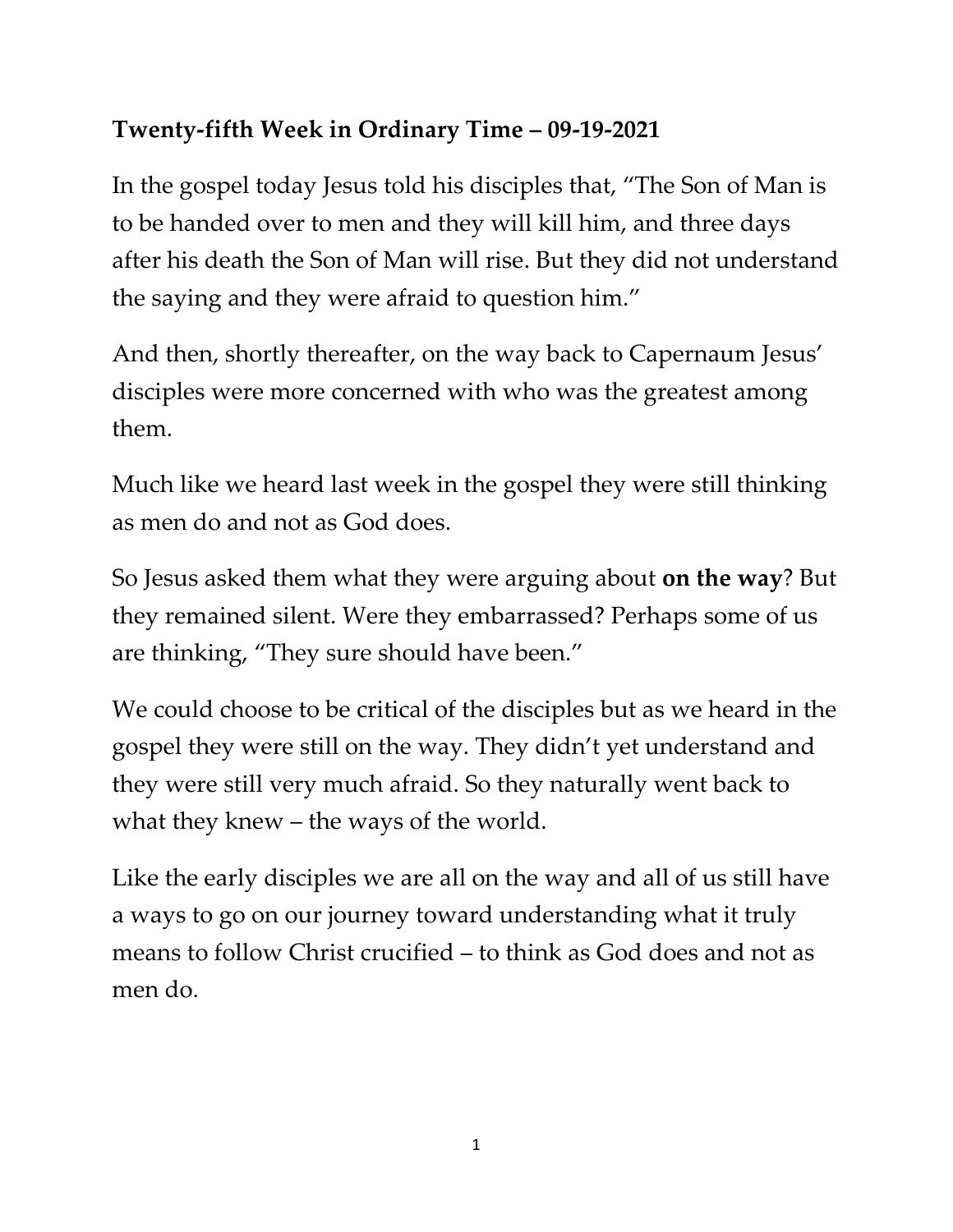**Twenty-fifth Week in Ordinary Time – 09-19-2021**

In the gospel today Jesus told his disciples that, "The Son of Man is to be handed over to men and they will kill him, and three days after his death the Son of Man will rise. But they did not understand the saying and they were afraid to question him."

And then, shortly thereafter, on the way back to Capernaum Jesus' disciples were more concerned with who was the greatest among them.

Much like we heard last week in the gospel they were still thinking as men do and not as God does.

So Jesus asked them what they were arguing about **on the way**? But they remained silent. Were they embarrassed? Perhaps some of us are thinking, "They sure should have been."

We could choose to be critical of the disciples but as we heard in the gospel they were still on the way. They didn't yet understand and they were still very much afraid. So they naturally went back to what they knew – the ways of the world.

Like the early disciples we are all on the way and all of us still have a ways to go on our journey toward understanding what it truly means to follow Christ crucified – to think as God does and not as men do.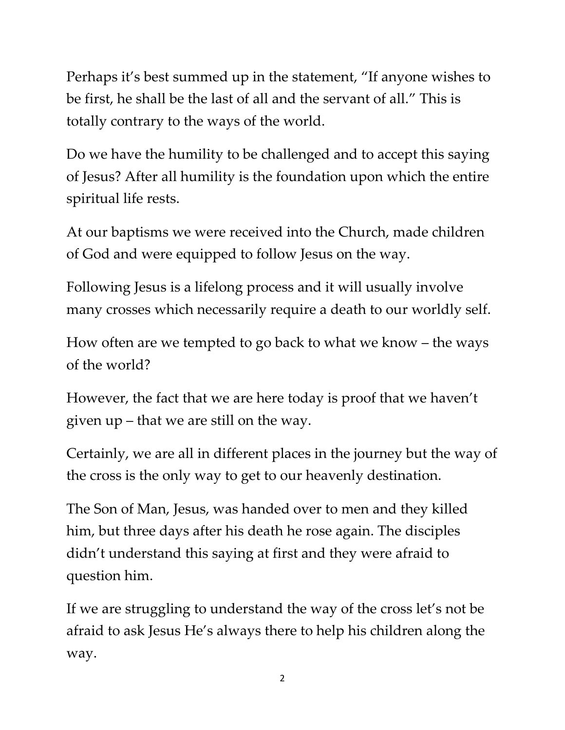Perhaps it's best summed up in the statement, "If anyone wishes to be first, he shall be the last of all and the servant of all." This is totally contrary to the ways of the world.

Do we have the humility to be challenged and to accept this saying of Jesus? After all humility is the foundation upon which the entire spiritual life rests.

At our baptisms we were received into the Church, made children of God and were equipped to follow Jesus on the way.

Following Jesus is a lifelong process and it will usually involve many crosses which necessarily require a death to our worldly self.

How often are we tempted to go back to what we know – the ways of the world?

However, the fact that we are here today is proof that we haven't given up – that we are still on the way.

Certainly, we are all in different places in the journey but the way of the cross is the only way to get to our heavenly destination.

The Son of Man, Jesus, was handed over to men and they killed him, but three days after his death he rose again. The disciples didn't understand this saying at first and they were afraid to question him.

If we are struggling to understand the way of the cross let's not be afraid to ask Jesus He's always there to help his children along the way.